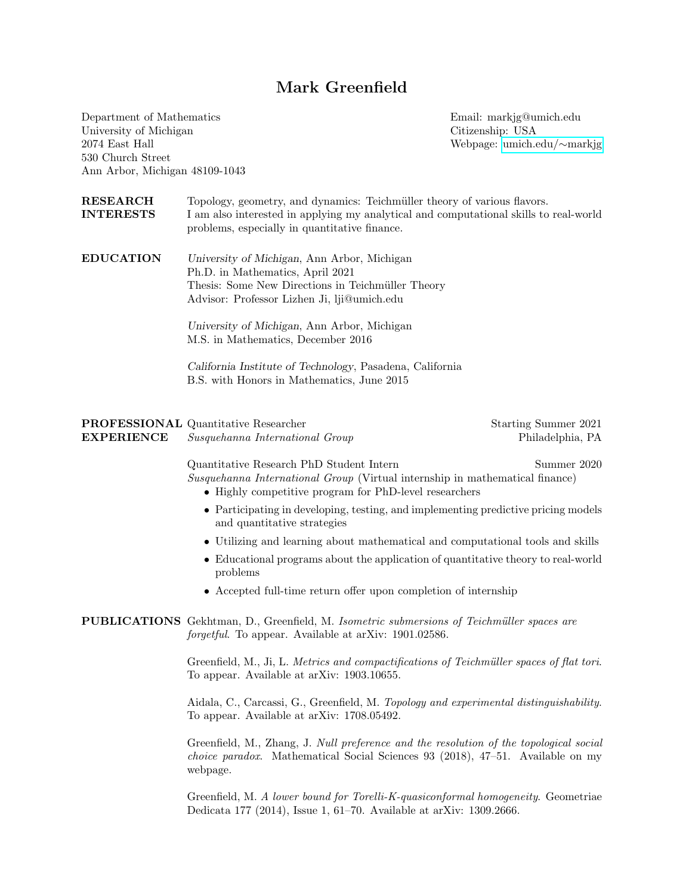# Mark Greenfield

Department of Mathematics
University of Michigan
2074 East Hall
530 Church Street
Ann Arbor, Michigan 48109-1043

Email: markjg@umich.edu
Citizenship: USA
Webpage: umich.edu/∼markjg

## RESEARCH INTERESTS

Topology, geometry, and dynamics: Teichmüller theory of various flavors.
I am also interested in applying my analytical and computational skills to real-world problems, especially in quantitative finance.

## EDUCATION

*University of Michigan*, Ann Arbor, Michigan
Ph.D. in Mathematics, April 2021
Thesis: Some New Directions in Teichmüller Theory
Advisor: Professor Lizhen Ji, lji@umich.edu

*University of Michigan*, Ann Arbor, Michigan
M.S. in Mathematics, December 2016

*California Institute of Technology*, Pasadena, California
B.S. with Honors in Mathematics, June 2015

## PROFESSIONAL EXPERIENCE

Quantitative Researcher — Starting Summer 2021
*Susquehanna International Group* — Philadelphia, PA

Quantitative Research PhD Student Intern — Summer 2020
*Susquehanna International Group* (Virtual internship in mathematical finance)

- Highly competitive program for PhD-level researchers
- Participating in developing, testing, and implementing predictive pricing models and quantitative strategies
- Utilizing and learning about mathematical and computational tools and skills
- Educational programs about the application of quantitative theory to real-world problems
- Accepted full-time return offer upon completion of internship

## PUBLICATIONS

Gekhtman, D., Greenfield, M. *Isometric submersions of Teichmüller spaces are forgetful*. To appear. Available at arXiv: 1901.02586.

Greenfield, M., Ji, L. *Metrics and compactifications of Teichmüller spaces of flat tori*. To appear. Available at arXiv: 1903.10655.

Aidala, C., Carcassi, G., Greenfield, M. *Topology and experimental distinguishability*. To appear. Available at arXiv: 1708.05492.

Greenfield, M., Zhang, J. *Null preference and the resolution of the topological social choice paradox*. Mathematical Social Sciences 93 (2018), 47–51. Available on my webpage.

Greenfield, M. *A lower bound for Torelli-K-quasiconformal homogeneity*. Geometriae Dedicata 177 (2014), Issue 1, 61–70. Available at arXiv: 1309.2666.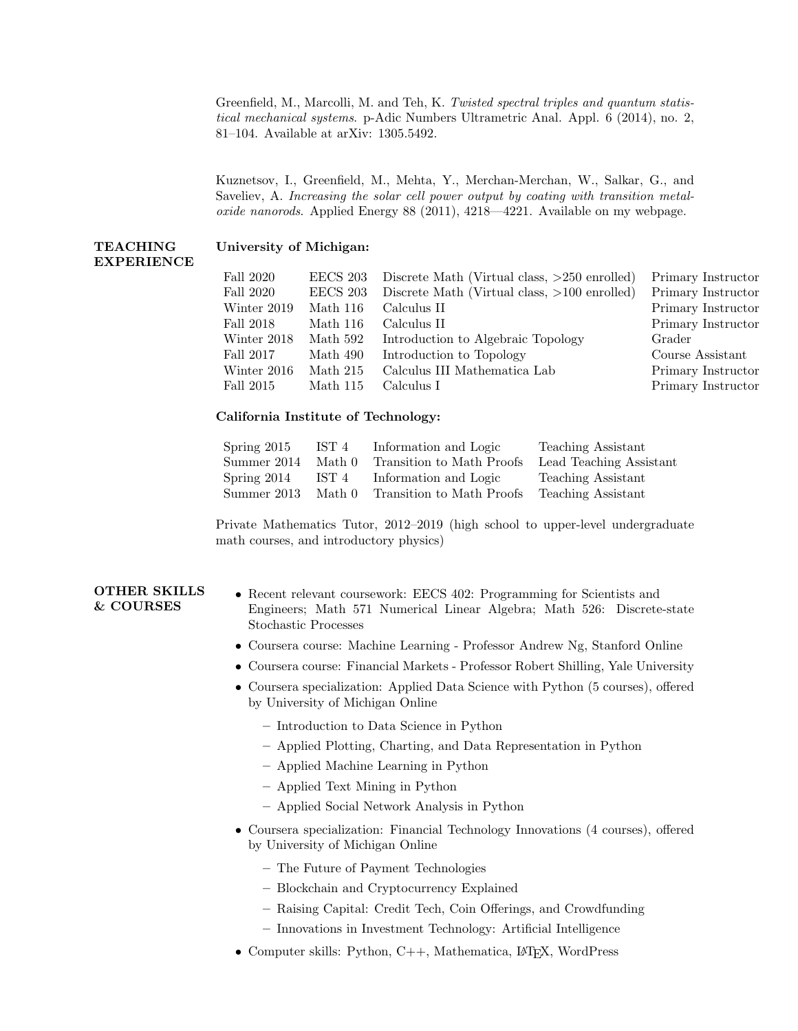Greenfield, M., Marcolli, M. and Teh, K. *Twisted spectral triples and quantum statistical mechanical systems*. p-Adic Numbers Ultrametric Anal. Appl. 6 (2014), no. 2, 81–104. Available at arXiv: 1305.5492.

Kuznetsov, I., Greenfield, M., Mehta, Y., Merchan-Merchan, W., Salkar, G., and Saveliev, A. *Increasing the solar cell power output by coating with transition metal-oxide nanorods*. Applied Energy 88 (2011), 4218—4221. Available on my webpage.

## TEACHING EXPERIENCE

**University of Michigan:**

| | | | |
|---|---|---|---|
| Fall 2020 | EECS 203 | Discrete Math (Virtual class, >250 enrolled) | Primary Instructor |
| Fall 2020 | EECS 203 | Discrete Math (Virtual class, >100 enrolled) | Primary Instructor |
| Winter 2019 | Math 116 | Calculus II | Primary Instructor |
| Fall 2018 | Math 116 | Calculus II | Primary Instructor |
| Winter 2018 | Math 592 | Introduction to Algebraic Topology | Grader |
| Fall 2017 | Math 490 | Introduction to Topology | Course Assistant |
| Winter 2016 | Math 215 | Calculus III Mathematica Lab | Primary Instructor |
| Fall 2015 | Math 115 | Calculus I | Primary Instructor |

**California Institute of Technology:**

| | | | |
|---|---|---|---|
| Spring 2015 | IST 4 | Information and Logic | Teaching Assistant |
| Summer 2014 | Math 0 | Transition to Math Proofs | Lead Teaching Assistant |
| Spring 2014 | IST 4 | Information and Logic | Teaching Assistant |
| Summer 2013 | Math 0 | Transition to Math Proofs | Teaching Assistant |

Private Mathematics Tutor, 2012–2019 (high school to upper-level undergraduate math courses, and introductory physics)

## OTHER SKILLS & COURSES

- Recent relevant coursework: EECS 402: Programming for Scientists and Engineers; Math 571 Numerical Linear Algebra; Math 526: Discrete-state Stochastic Processes
- Coursera course: Machine Learning - Professor Andrew Ng, Stanford Online
- Coursera course: Financial Markets - Professor Robert Shilling, Yale University
- Coursera specialization: Applied Data Science with Python (5 courses), offered by University of Michigan Online
  - Introduction to Data Science in Python
  - Applied Plotting, Charting, and Data Representation in Python
  - Applied Machine Learning in Python
  - Applied Text Mining in Python
  - Applied Social Network Analysis in Python
- Coursera specialization: Financial Technology Innovations (4 courses), offered by University of Michigan Online
  - The Future of Payment Technologies
  - Blockchain and Cryptocurrency Explained
  - Raising Capital: Credit Tech, Coin Offerings, and Crowdfunding
  - Innovations in Investment Technology: Artificial Intelligence
- Computer skills: Python, C++, Mathematica, LaTeX, WordPress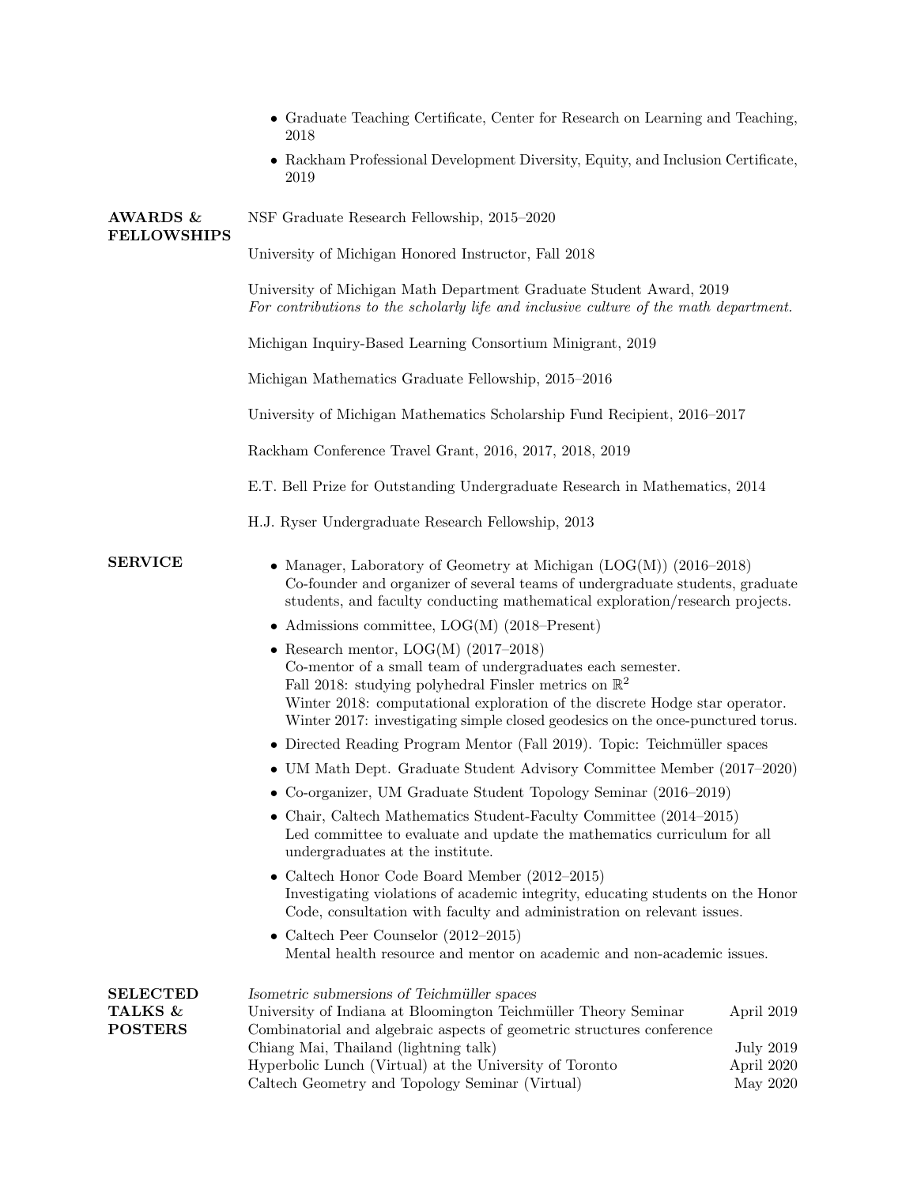- Graduate Teaching Certificate, Center for Research on Learning and Teaching, 2018
- Rackham Professional Development Diversity, Equity, and Inclusion Certificate, 2019

## AWARDS & FELLOWSHIPS

NSF Graduate Research Fellowship, 2015–2020

University of Michigan Honored Instructor, Fall 2018

University of Michigan Math Department Graduate Student Award, 2019
*For contributions to the scholarly life and inclusive culture of the math department.*

Michigan Inquiry-Based Learning Consortium Minigrant, 2019

Michigan Mathematics Graduate Fellowship, 2015–2016

University of Michigan Mathematics Scholarship Fund Recipient, 2016–2017

Rackham Conference Travel Grant, 2016, 2017, 2018, 2019

E.T. Bell Prize for Outstanding Undergraduate Research in Mathematics, 2014

H.J. Ryser Undergraduate Research Fellowship, 2013

## SERVICE

- Manager, Laboratory of Geometry at Michigan (LOG(M)) (2016–2018)
  Co-founder and organizer of several teams of undergraduate students, graduate students, and faculty conducting mathematical exploration/research projects.
- Admissions committee, LOG(M) (2018–Present)
- Research mentor, LOG(M) (2017–2018)
  Co-mentor of a small team of undergraduates each semester.
  Fall 2018: studying polyhedral Finsler metrics on $\mathbb{R}^2$
  Winter 2018: computational exploration of the discrete Hodge star operator.
  Winter 2017: investigating simple closed geodesics on the once-punctured torus.
- Directed Reading Program Mentor (Fall 2019). Topic: Teichmüller spaces
- UM Math Dept. Graduate Student Advisory Committee Member (2017–2020)
- Co-organizer, UM Graduate Student Topology Seminar (2016–2019)
- Chair, Caltech Mathematics Student-Faculty Committee (2014–2015)
  Led committee to evaluate and update the mathematics curriculum for all undergraduates at the institute.
- Caltech Honor Code Board Member (2012–2015)
  Investigating violations of academic integrity, educating students on the Honor Code, consultation with faculty and administration on relevant issues.
- Caltech Peer Counselor (2012–2015)
  Mental health resource and mentor on academic and non-academic issues.

## SELECTED TALKS & POSTERS

*Isometric submersions of Teichmüller spaces*

University of Indiana at Bloomington Teichmüller Theory Seminar — April 2019
Combinatorial and algebraic aspects of geometric structures conference
Chiang Mai, Thailand (lightning talk) — July 2019
Hyperbolic Lunch (Virtual) at the University of Toronto — April 2020
Caltech Geometry and Topology Seminar (Virtual) — May 2020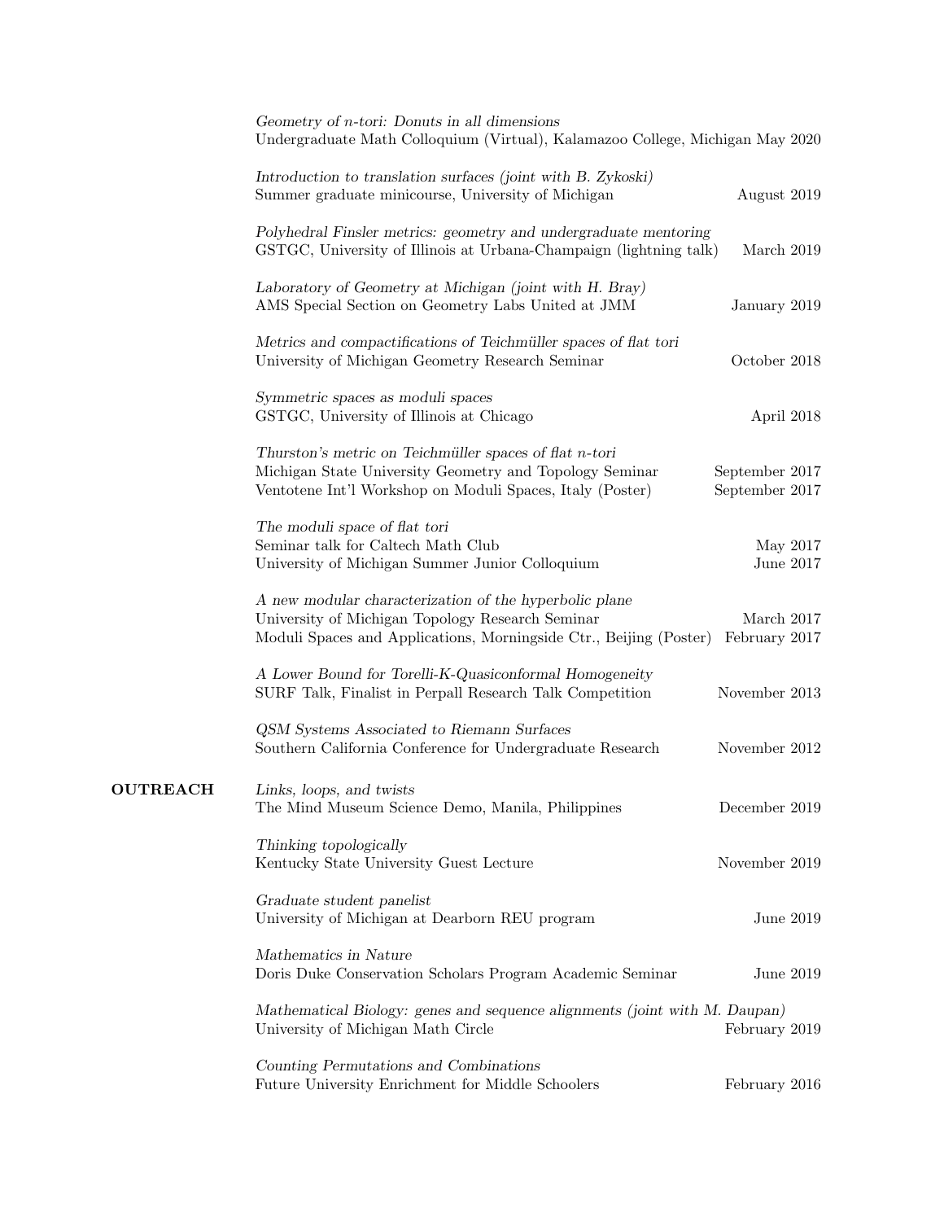*Geometry of $n$-tori: Donuts in all dimensions*
Undergraduate Math Colloquium (Virtual), Kalamazoo College, Michigan May 2020

*Introduction to translation surfaces (joint with B. Zykoski)*
Summer graduate minicourse, University of Michigan — August 2019

*Polyhedral Finsler metrics: geometry and undergraduate mentoring*
GSTGC, University of Illinois at Urbana-Champaign (lightning talk) — March 2019

*Laboratory of Geometry at Michigan (joint with H. Bray)*
AMS Special Section on Geometry Labs United at JMM — January 2019

*Metrics and compactifications of Teichmüller spaces of flat tori*
University of Michigan Geometry Research Seminar — October 2018

*Symmetric spaces as moduli spaces*
GSTGC, University of Illinois at Chicago — April 2018

*Thurston's metric on Teichmüller spaces of flat $n$-tori*
Michigan State University Geometry and Topology Seminar — September 2017
Ventotene Int'l Workshop on Moduli Spaces, Italy (Poster) — September 2017

*The moduli space of flat tori*
Seminar talk for Caltech Math Club — May 2017
University of Michigan Summer Junior Colloquium — June 2017

*A new modular characterization of the hyperbolic plane*
University of Michigan Topology Research Seminar — March 2017
Moduli Spaces and Applications, Morningside Ctr., Beijing (Poster) — February 2017

*A Lower Bound for Torelli-K-Quasiconformal Homogeneity*
SURF Talk, Finalist in Perpall Research Talk Competition — November 2013

*QSM Systems Associated to Riemann Surfaces*
Southern California Conference for Undergraduate Research — November 2012

## OUTREACH

*Links, loops, and twists*
The Mind Museum Science Demo, Manila, Philippines — December 2019

*Thinking topologically*
Kentucky State University Guest Lecture — November 2019

*Graduate student panelist*
University of Michigan at Dearborn REU program — June 2019

*Mathematics in Nature*
Doris Duke Conservation Scholars Program Academic Seminar — June 2019

*Mathematical Biology: genes and sequence alignments (joint with M. Daupan)*
University of Michigan Math Circle — February 2019

*Counting Permutations and Combinations*
Future University Enrichment for Middle Schoolers — February 2016